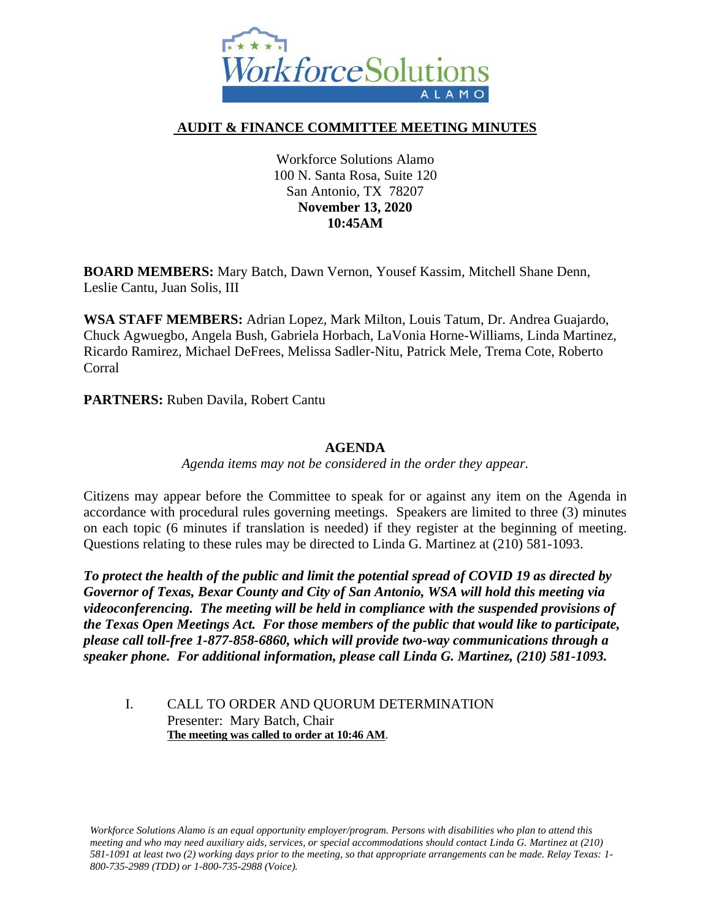**AUDIT & FINANCE COMMITTEE MEETING MINUTES**

Workforce Solutions Alamo
100 N. Santa Rosa, Suite 120
San Antonio, TX 78207
**November 13, 2020**
**10:45AM**

**BOARD MEMBERS:** Mary Batch, Dawn Vernon, Yousef Kassim, Mitchell Shane Denn, Leslie Cantu, Juan Solis, III

**WSA STAFF MEMBERS:** Adrian Lopez, Mark Milton, Louis Tatum, Dr. Andrea Guajardo, Chuck Agwuegbo, Angela Bush, Gabriela Horbach, LaVonia Horne-Williams, Linda Martinez, Ricardo Ramirez, Michael DeFrees, Melissa Sadler-Nitu, Patrick Mele, Trema Cote, Roberto Corral

**PARTNERS:** Ruben Davila, Robert Cantu

## AGENDA

*Agenda items may not be considered in the order they appear.*

Citizens may appear before the Committee to speak for or against any item on the Agenda in accordance with procedural rules governing meetings. Speakers are limited to three (3) minutes on each topic (6 minutes if translation is needed) if they register at the beginning of meeting. Questions relating to these rules may be directed to Linda G. Martinez at (210) 581-1093.

***To protect the health of the public and limit the potential spread of COVID 19 as directed by Governor of Texas, Bexar County and City of San Antonio, WSA will hold this meeting via videoconferencing. The meeting will be held in compliance with the suspended provisions of the Texas Open Meetings Act. For those members of the public that would like to participate, please call toll-free 1-877-858-6860, which will provide two-way communications through a speaker phone. For additional information, please call Linda G. Martinez, (210) 581-1093.***

I. CALL TO ORDER AND QUORUM DETERMINATION
Presenter: Mary Batch, Chair
**The meeting was called to order at 10:46 AM**.

*Workforce Solutions Alamo is an equal opportunity employer/program. Persons with disabilities who plan to attend this meeting and who may need auxiliary aids, services, or special accommodations should contact Linda G. Martinez at (210) 581-1091 at least two (2) working days prior to the meeting, so that appropriate arrangements can be made. Relay Texas: 1-800-735-2989 (TDD) or 1-800-735-2988 (Voice).*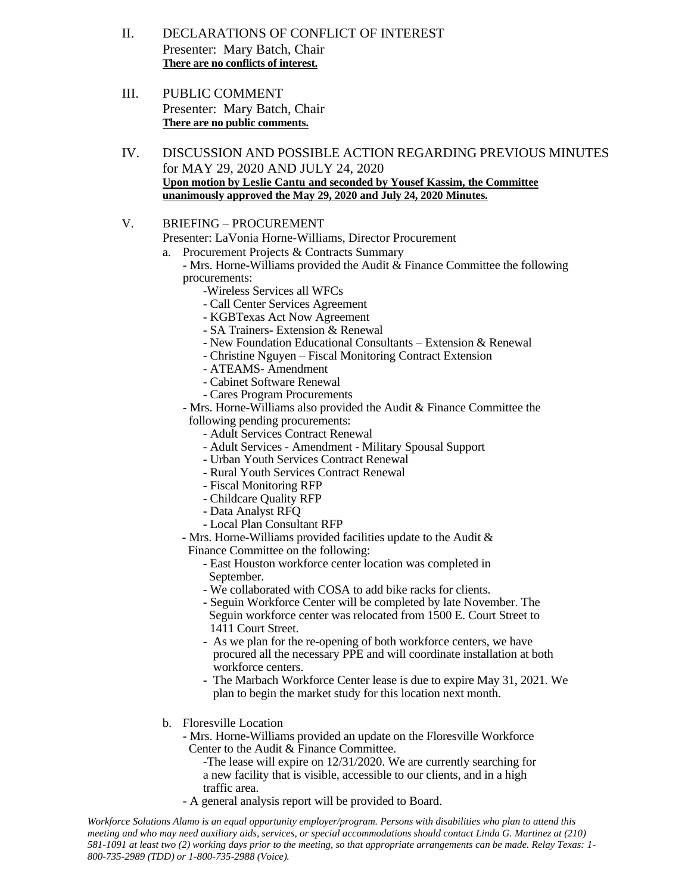II. DECLARATIONS OF CONFLICT OF INTEREST
Presenter: Mary Batch, Chair
**There are no conflicts of interest.**

III. PUBLIC COMMENT
Presenter: Mary Batch, Chair
**There are no public comments.**

IV. DISCUSSION AND POSSIBLE ACTION REGARDING PREVIOUS MINUTES for MAY 29, 2020 AND JULY 24, 2020
**Upon motion by Leslie Cantu and seconded by Yousef Kassim, the Committee unanimously approved the May 29, 2020 and July 24, 2020 Minutes.**

V. BRIEFING – PROCUREMENT
Presenter: LaVonia Horne-Williams, Director Procurement

a. Procurement Projects & Contracts Summary
   - Mrs. Horne-Williams provided the Audit & Finance Committee the following procurements:
     - Wireless Services all WFCs
     - Call Center Services Agreement
     - KGBTexas Act Now Agreement
     - SA Trainers- Extension & Renewal
     - New Foundation Educational Consultants – Extension & Renewal
     - Christine Nguyen – Fiscal Monitoring Contract Extension
     - ATEAMS- Amendment
     - Cabinet Software Renewal
     - Cares Program Procurements
   - Mrs. Horne-Williams also provided the Audit & Finance Committee the following pending procurements:
     - Adult Services Contract Renewal
     - Adult Services - Amendment - Military Spousal Support
     - Urban Youth Services Contract Renewal
     - Rural Youth Services Contract Renewal
     - Fiscal Monitoring RFP
     - Childcare Quality RFP
     - Data Analyst RFQ
     - Local Plan Consultant RFP
   - Mrs. Horne-Williams provided facilities update to the Audit & Finance Committee on the following:
     - East Houston workforce center location was completed in September.
     - We collaborated with COSA to add bike racks for clients.
     - Seguin Workforce Center will be completed by late November. The Seguin workforce center was relocated from 1500 E. Court Street to 1411 Court Street.
     - As we plan for the re-opening of both workforce centers, we have procured all the necessary PPE and will coordinate installation at both workforce centers.
     - The Marbach Workforce Center lease is due to expire May 31, 2021. We plan to begin the market study for this location next month.

b. Floresville Location
   - Mrs. Horne-Williams provided an update on the Floresville Workforce Center to the Audit & Finance Committee.
     - The lease will expire on 12/31/2020. We are currently searching for a new facility that is visible, accessible to our clients, and in a high traffic area.
   - A general analysis report will be provided to Board.

*Workforce Solutions Alamo is an equal opportunity employer/program. Persons with disabilities who plan to attend this meeting and who may need auxiliary aids, services, or special accommodations should contact Linda G. Martinez at (210) 581-1091 at least two (2) working days prior to the meeting, so that appropriate arrangements can be made. Relay Texas: 1-800-735-2989 (TDD) or 1-800-735-2988 (Voice).*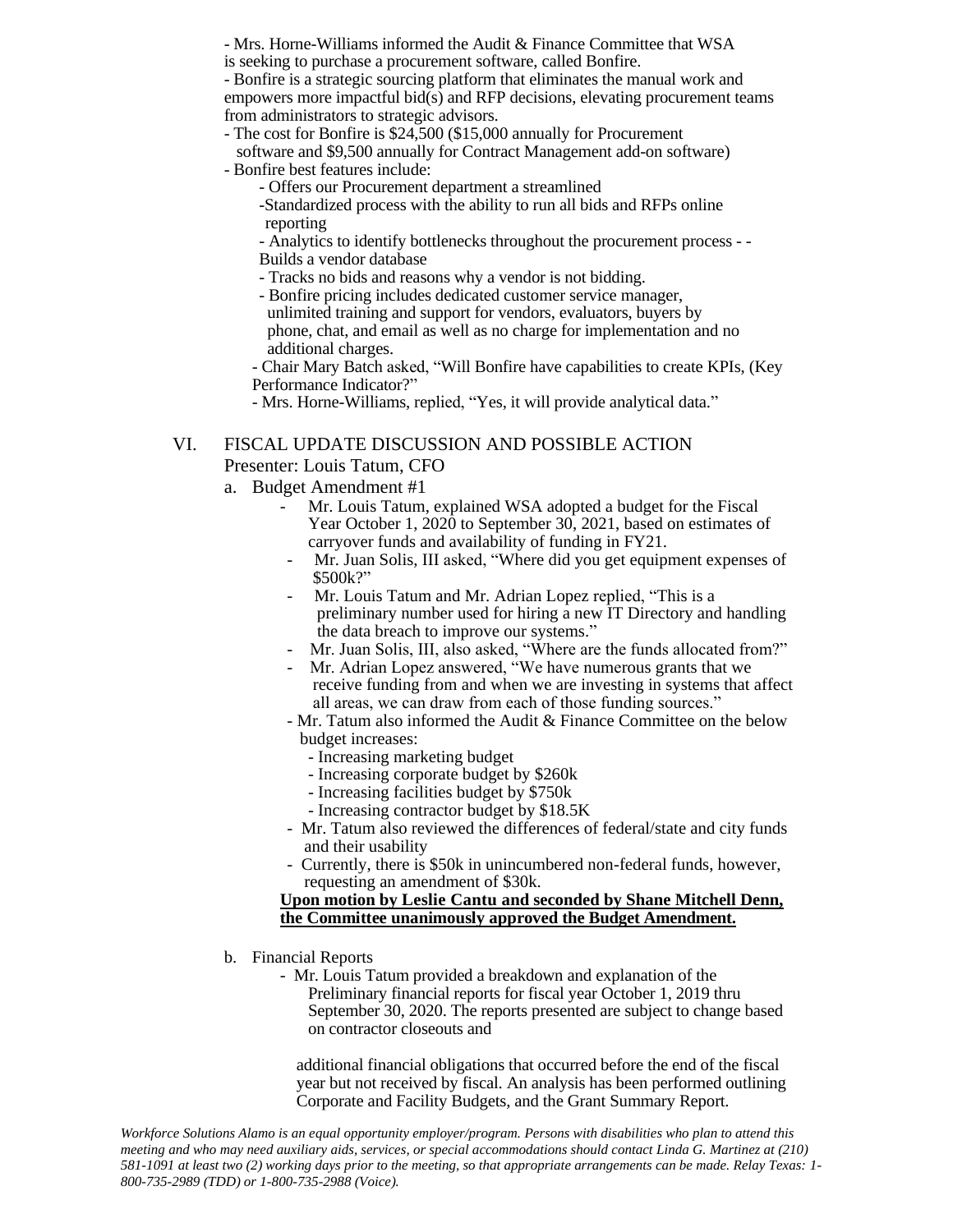- Mrs. Horne-Williams informed the Audit & Finance Committee that WSA is seeking to purchase a procurement software, called Bonfire.
- Bonfire is a strategic sourcing platform that eliminates the manual work and empowers more impactful bid(s) and RFP decisions, elevating procurement teams from administrators to strategic advisors.
- The cost for Bonfire is $24,500 ($15,000 annually for Procurement software and $9,500 annually for Contract Management add-on software)
- Bonfire best features include:
  - Offers our Procurement department a streamlined
  - Standardized process with the ability to run all bids and RFPs online reporting
  - Analytics to identify bottlenecks throughout the procurement process - - Builds a vendor database
  - Tracks no bids and reasons why a vendor is not bidding.
  - Bonfire pricing includes dedicated customer service manager, unlimited training and support for vendors, evaluators, buyers by phone, chat, and email as well as no charge for implementation and no additional charges.
  - Chair Mary Batch asked, "Will Bonfire have capabilities to create KPIs, (Key Performance Indicator?"
  - Mrs. Horne-Williams, replied, "Yes, it will provide analytical data."

VI. FISCAL UPDATE DISCUSSION AND POSSIBLE ACTION
Presenter: Louis Tatum, CFO

a. Budget Amendment #1
   - Mr. Louis Tatum, explained WSA adopted a budget for the Fiscal Year October 1, 2020 to September 30, 2021, based on estimates of carryover funds and availability of funding in FY21.
   - Mr. Juan Solis, III asked, "Where did you get equipment expenses of $500k?"
   - Mr. Louis Tatum and Mr. Adrian Lopez replied, "This is a preliminary number used for hiring a new IT Directory and handling the data breach to improve our systems."
   - Mr. Juan Solis, III, also asked, "Where are the funds allocated from?"
   - Mr. Adrian Lopez answered, "We have numerous grants that we receive funding from and when we are investing in systems that affect all areas, we can draw from each of those funding sources."
   - Mr. Tatum also informed the Audit & Finance Committee on the below budget increases:
     - Increasing marketing budget
     - Increasing corporate budget by $260k
     - Increasing facilities budget by $750k
     - Increasing contractor budget by $18.5K
   - Mr. Tatum also reviewed the differences of federal/state and city funds and their usability
   - Currently, there is $50k in unincumbered non-federal funds, however, requesting an amendment of $30k.

   <u>**Upon motion by Leslie Cantu and seconded by Shane Mitchell Denn, the Committee unanimously approved the Budget Amendment.**</u>

b. Financial Reports
   - Mr. Louis Tatum provided a breakdown and explanation of the Preliminary financial reports for fiscal year October 1, 2019 thru September 30, 2020. The reports presented are subject to change based on contractor closeouts and

     additional financial obligations that occurred before the end of the fiscal year but not received by fiscal. An analysis has been performed outlining Corporate and Facility Budgets, and the Grant Summary Report.

*Workforce Solutions Alamo is an equal opportunity employer/program. Persons with disabilities who plan to attend this meeting and who may need auxiliary aids, services, or special accommodations should contact Linda G. Martinez at (210) 581-1091 at least two (2) working days prior to the meeting, so that appropriate arrangements can be made. Relay Texas: 1-800-735-2989 (TDD) or 1-800-735-2988 (Voice).*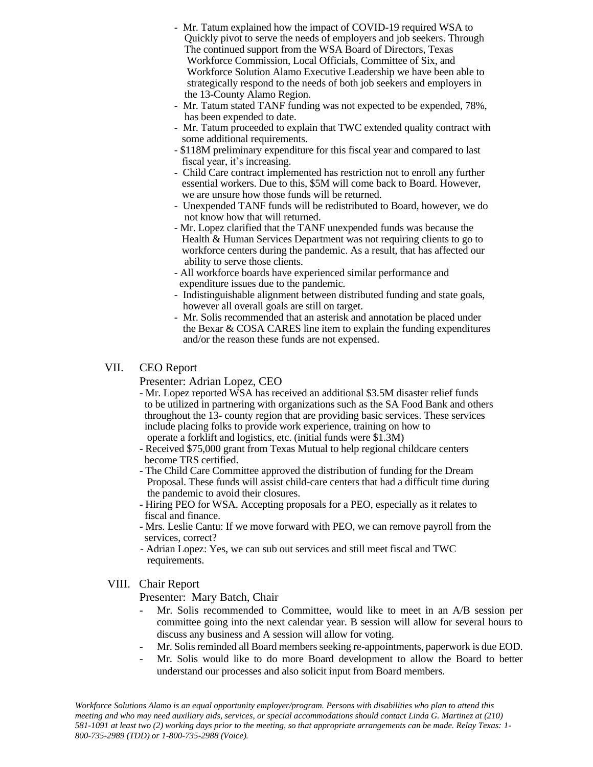- Mr. Tatum explained how the impact of COVID-19 required WSA to Quickly pivot to serve the needs of employers and job seekers. Through The continued support from the WSA Board of Directors, Texas Workforce Commission, Local Officials, Committee of Six, and Workforce Solution Alamo Executive Leadership we have been able to strategically respond to the needs of both job seekers and employers in the 13-County Alamo Region.
- Mr. Tatum stated TANF funding was not expected to be expended, 78%, has been expended to date.
- Mr. Tatum proceeded to explain that TWC extended quality contract with some additional requirements.
- $118M preliminary expenditure for this fiscal year and compared to last fiscal year, it's increasing.
- Child Care contract implemented has restriction not to enroll any further essential workers. Due to this, $5M will come back to Board. However, we are unsure how those funds will be returned.
- Unexpended TANF funds will be redistributed to Board, however, we do not know how that will returned.
- Mr. Lopez clarified that the TANF unexpended funds was because the Health & Human Services Department was not requiring clients to go to workforce centers during the pandemic. As a result, that has affected our ability to serve those clients.
- All workforce boards have experienced similar performance and expenditure issues due to the pandemic.
- Indistinguishable alignment between distributed funding and state goals, however all overall goals are still on target.
- Mr. Solis recommended that an asterisk and annotation be placed under the Bexar & COSA CARES line item to explain the funding expenditures and/or the reason these funds are not expensed.

VII. CEO Report

Presenter: Adrian Lopez, CEO

- Mr. Lopez reported WSA has received an additional $3.5M disaster relief funds to be utilized in partnering with organizations such as the SA Food Bank and others throughout the 13- county region that are providing basic services. These services include placing folks to provide work experience, training on how to operate a forklift and logistics, etc. (initial funds were $1.3M)
- Received $75,000 grant from Texas Mutual to help regional childcare centers become TRS certified.
- The Child Care Committee approved the distribution of funding for the Dream Proposal. These funds will assist child-care centers that had a difficult time during the pandemic to avoid their closures.
- Hiring PEO for WSA. Accepting proposals for a PEO, especially as it relates to fiscal and finance.
- Mrs. Leslie Cantu: If we move forward with PEO, we can remove payroll from the services, correct?
- Adrian Lopez: Yes, we can sub out services and still meet fiscal and TWC requirements.

VIII. Chair Report

Presenter: Mary Batch, Chair

- Mr. Solis recommended to Committee, would like to meet in an A/B session per committee going into the next calendar year. B session will allow for several hours to discuss any business and A session will allow for voting.
- Mr. Solis reminded all Board members seeking re-appointments, paperwork is due EOD.
- Mr. Solis would like to do more Board development to allow the Board to better understand our processes and also solicit input from Board members.

*Workforce Solutions Alamo is an equal opportunity employer/program. Persons with disabilities who plan to attend this meeting and who may need auxiliary aids, services, or special accommodations should contact Linda G. Martinez at (210) 581-1091 at least two (2) working days prior to the meeting, so that appropriate arrangements can be made. Relay Texas: 1-800-735-2989 (TDD) or 1-800-735-2988 (Voice).*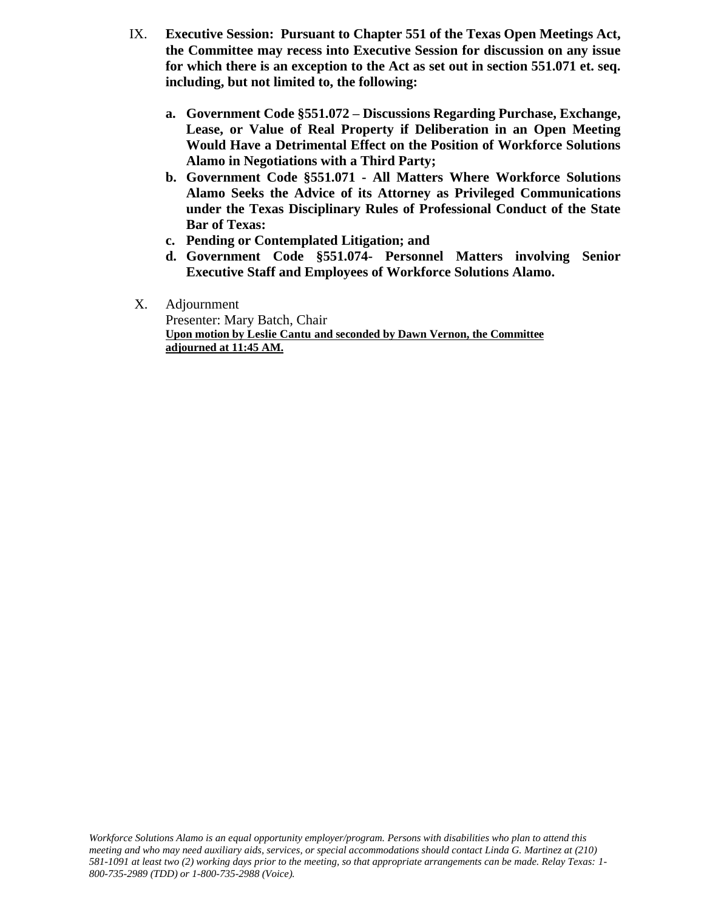IX. **Executive Session: Pursuant to Chapter 551 of the Texas Open Meetings Act, the Committee may recess into Executive Session for discussion on any issue for which there is an exception to the Act as set out in section 551.071 et. seq. including, but not limited to, the following:**

   a. **Government Code §551.072 – Discussions Regarding Purchase, Exchange, Lease, or Value of Real Property if Deliberation in an Open Meeting Would Have a Detrimental Effect on the Position of Workforce Solutions Alamo in Negotiations with a Third Party;**
   b. **Government Code §551.071 - All Matters Where Workforce Solutions Alamo Seeks the Advice of its Attorney as Privileged Communications under the Texas Disciplinary Rules of Professional Conduct of the State Bar of Texas:**
   c. **Pending or Contemplated Litigation; and**
   d. **Government Code §551.074- Personnel Matters involving Senior Executive Staff and Employees of Workforce Solutions Alamo.**

X. Adjournment
   Presenter: Mary Batch, Chair
   **Upon motion by Leslie Cantu and seconded by Dawn Vernon, the Committee adjourned at 11:45 AM.**

*Workforce Solutions Alamo is an equal opportunity employer/program. Persons with disabilities who plan to attend this meeting and who may need auxiliary aids, services, or special accommodations should contact Linda G. Martinez at (210) 581-1091 at least two (2) working days prior to the meeting, so that appropriate arrangements can be made. Relay Texas: 1-800-735-2989 (TDD) or 1-800-735-2988 (Voice).*